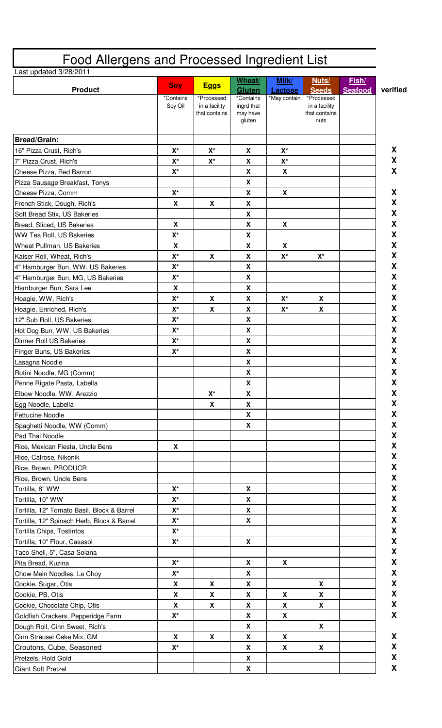# Food Allergens and Processed Ingredient List

Last updated 3/28/2011

| Product | Soy | Eggs | Wheat/ Gluten | Milk/ Lactose | Nuts/ Seeds | Fish/ Seafood | verified |
|---|---|---|---|---|---|---|---|
| | *Contains Soy Oil | *Processed in a facility that contains | *Contains ingrd that may have gluten | *May contain | *Processed in a facility that contains nuts | | |
| **Bread/Grain:** | | | | | | | |
| 16" Pizza Crust, Rich's | X* | X* | X | X* | | | X |
| 7" Pizza Crust, Rich's | X* | X* | X | X* | | | X |
| Cheese Pizza, Red Barron | X* | | X | X | | | X |
| Pizza Sausage Breakfast, Tonys | | | X | | | | |
| Cheese Pizza, Comm | X* | | X | X | | | X |
| French Stick, Dough, Rich's | X | X | X | | | | X |
| Soft Bread Stix, US Bakeries | | | X | | | | X |
| Bread, Sliced, US Bakeries | X | | X | X | | | X |
| WW Tea Roll, US Bakeries | X* | | X | | | | X |
| Wheat Pullman, US Bakeries | X | | X | X | | | X |
| Kaiser Roll, Wheat, Rich's | X* | X | X | X* | X* | | X |
| 4" Hamburger Bun, WW, US Bakeries | X* | | X | | | | X |
| 4" Hamburger Bun, MG, US Bakeries | X* | | X | | | | X |
| Hamburger Bun, Sara Lee | X | | X | | | | X |
| Hoagie, WW, Rich's | X* | X | X | X* | X | | X |
| Hoagie, Enriched, Rich's | X* | X | X | X* | X | | X |
| 12" Sub Roll, US Bakeries | X* | | X | | | | X |
| Hot Dog Bun, WW, US Bakeries | X* | | X | | | | X |
| Dinner Roll US Bakeries | X* | | X | | | | X |
| Finger Buns, US Bakeries | X* | | X | | | | X |
| Lasagna Noodle | | | X | | | | X |
| Rotini Noodle, MG (Comm) | | | X | | | | X |
| Penne Rigate Pasta, Labella | | | X | | | | X |
| Elbow Noodle, WW, Arezzio | | X* | X | | | | X |
| Egg Noodle, Labella | | X | X | | | | X |
| Fettucine Noodle | | | X | | | | X |
| Spaghetti Noodle, WW (Comm) | | | X | | | | X |
| Pad Thai Noodle | | | | | | | X |
| Rice, Mexican Fiesta, Uncle Bens | X | | | | | | X |
| Rice, Calrose, Nikonik | | | | | | | X |
| Rice, Brown, PRODUCR | | | | | | | X |
| Rice, Brown, Uncle Bens | | | | | | | X |
| Tortilla, 8" WW | X* | | X | | | | X |
| Tortilla, 10" WW | X* | | X | | | | X |
| Tortilla, 12" Tomato Basil, Block & Barrel | X* | | X | | | | X |
| Tortilla, 12" Spinach Herb, Block & Barrel | X* | | X | | | | X |
| Tortilla Chips, Tostintos | X* | | | | | | X |
| Tortilla, 10" Flour, Casasol | X* | | X | | | | X |
| Taco Shell, 5", Casa Solana | | | | | | | X |
| Pita Bread, Kuzina | X* | | X | X | | | X |
| Chow Mein Noodles, La Choy | X* | | X | | | | X |
| Cookie, Sugar, Otis | X | X | X | | X | | X |
| Cookie, PB, Otis | X | X | X | X | X | | X |
| Cookie, Chocolate Chip, Otis | X | X | X | X | X | | X |
| Goldfish Crackers, Pepperidge Farm | X* | | X | X | | | X |
| Dough Roll, Cinn Sweet, Rich's | | | X | | X | | |
| Cinn Streusel Cake Mix, GM | X | X | X | X | | | X |
| Croutons, Cube, Seasoned | X* | | X | X | X | | X |
| Pretzels, Rold Gold | | | X | | | | X |
| Giant Soft Pretzel | | | X | | | | X |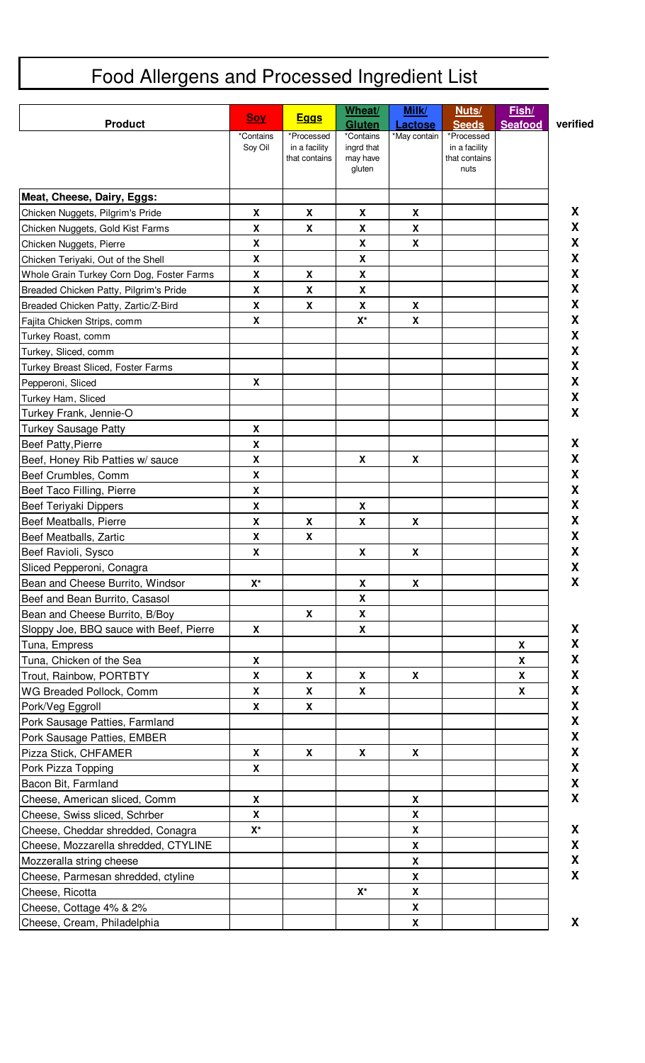# Food Allergens and Processed Ingredient List

| Product | Soy | Eggs | Wheat/ Gluten | Milk/ Lactose | Nuts/ Seeds | Fish/ Seafood | verified |
|---|---|---|---|---|---|---|---|
| | *Contains Soy Oil | *Processed in a facility that contains | *Contains ingrd that may have gluten | *May contain | *Processed in a facility that contains nuts | | |
| **Meat, Cheese, Dairy, Eggs:** | | | | | | | |
| Chicken Nuggets, Pilgrim's Pride | X | X | X | X | | | X |
| Chicken Nuggets, Gold Kist Farms | X | X | X | X | | | X |
| Chicken Nuggets, Pierre | X | | X | X | | | X |
| Chicken Teriyaki, Out of the Shell | X | | X | | | | X |
| Whole Grain Turkey Corn Dog, Foster Farms | X | X | X | | | | X |
| Breaded Chicken Patty, Pilgrim's Pride | X | X | X | | | | X |
| Breaded Chicken Patty, Zartic/Z-Bird | X | X | X | X | | | X |
| Fajita Chicken Strips, comm | X | | X* | X | | | X |
| Turkey Roast, comm | | | | | | | X |
| Turkey, Sliced, comm | | | | | | | X |
| Turkey Breast Sliced, Foster Farms | | | | | | | X |
| Pepperoni, Sliced | X | | | | | | X |
| Turkey Ham, Sliced | | | | | | | X |
| Turkey Frank, Jennie-O | | | | | | | X |
| Turkey Sausage Patty | X | | | | | | |
| Beef Patty,Pierre | X | | | | | | X |
| Beef, Honey Rib Patties w/ sauce | X | | X | X | | | X |
| Beef Crumbles, Comm | X | | | | | | X |
| Beef Taco Filling, Pierre | X | | | | | | X |
| Beef Teriyaki Dippers | X | | X | | | | X |
| Beef Meatballs, Pierre | X | X | X | X | | | X |
| Beef Meatballs, Zartic | X | X | | | | | X |
| Beef Ravioli, Sysco | X | | X | X | | | X |
| Sliced Pepperoni, Conagra | | | | | | | X |
| Bean and Cheese Burrito, Windsor | X* | | X | X | | | X |
| Beef and Bean Burrito, Casasol | | | X | | | | |
| Bean and Cheese Burrito, B/Boy | | X | X | | | | |
| Sloppy Joe, BBQ sauce with Beef, Pierre | X | | X | | | | X |
| Tuna, Empress | | | | | | X | X |
| Tuna, Chicken of the Sea | X | | | | | X | X |
| Trout, Rainbow, PORTBTY | X | X | X | X | | X | X |
| WG Breaded Pollock, Comm | X | X | X | | | X | X |
| Pork/Veg Eggroll | X | X | | | | | X |
| Pork Sausage Patties, Farmland | | | | | | | X |
| Pork Sausage Patties, EMBER | | | | | | | X |
| Pizza Stick, CHFAMER | X | X | X | X | | | X |
| Pork Pizza Topping | X | | | | | | X |
| Bacon Bit, Farmland | | | | | | | X |
| Cheese, American sliced, Comm | X | | | X | | | X |
| Cheese, Swiss sliced, Schrber | X | | | X | | | |
| Cheese, Cheddar shredded, Conagra | X* | | | X | | | X |
| Cheese, Mozzarella shredded, CTYLINE | | | | X | | | X |
| Mozzeralla string cheese | | | | X | | | X |
| Cheese, Parmesan shredded, ctyline | | | | X | | | X |
| Cheese, Ricotta | | | X* | X | | | |
| Cheese, Cottage 4% & 2% | | | | X | | | |
| Cheese, Cream, Philadelphia | | | | X | | | X |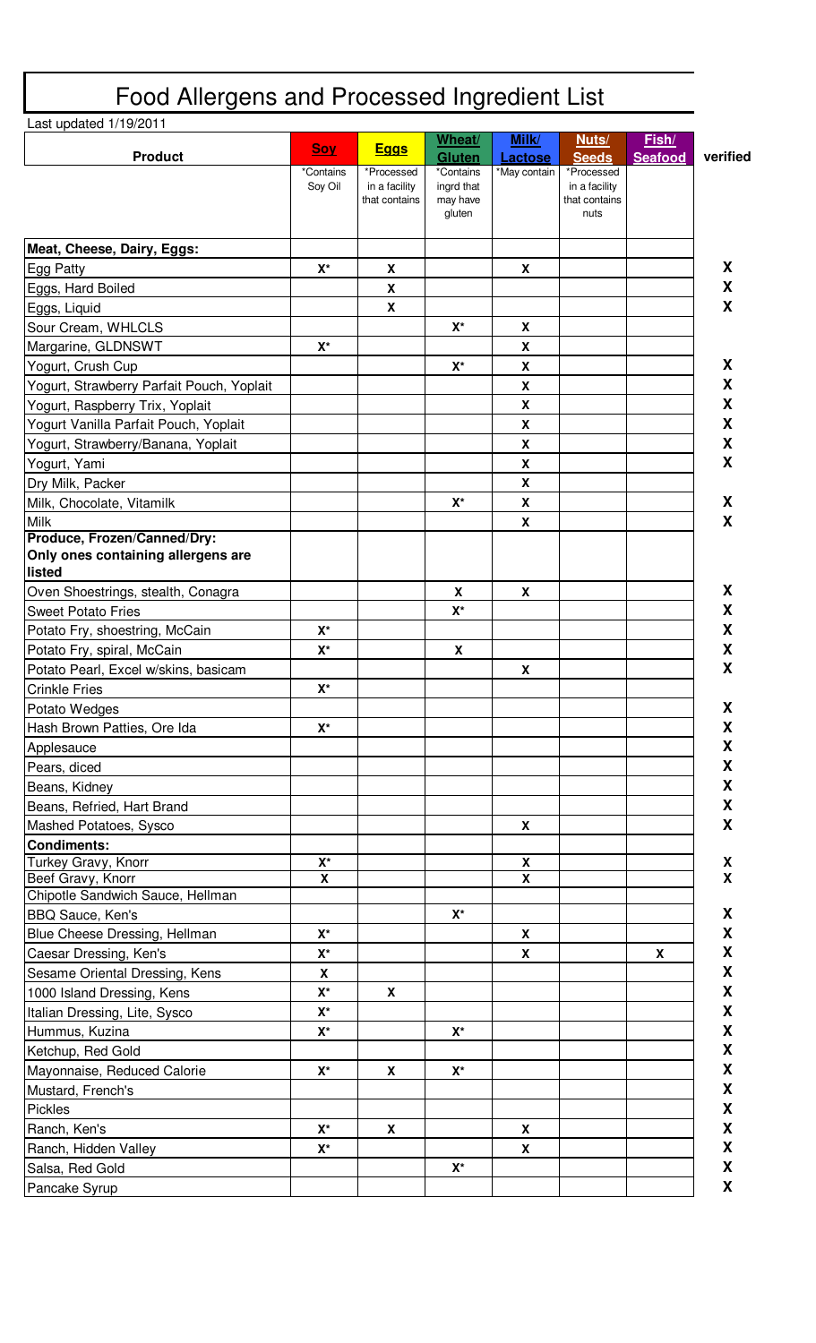# Food Allergens and Processed Ingredient List

Last updated 1/19/2011

| Product | Soy | Eggs | Wheat/ Gluten | Milk/ Lactose | Nuts/ Seeds | Fish/ Seafood | verified |
|---|---|---|---|---|---|---|---|
| | *Contains Soy Oil | *Processed in a facility that contains | *Contains ingrd that may have gluten | *May contain | *Processed in a facility that contains nuts | | |
| **Meat, Cheese, Dairy, Eggs:** | | | | | | | |
| Egg Patty | X* | X | | X | | | X |
| Eggs, Hard Boiled | | X | | | | | X |
| Eggs, Liquid | | X | | | | | X |
| Sour Cream, WHLCLS | | | X* | X | | | |
| Margarine, GLDNSWT | X* | | | X | | | |
| Yogurt, Crush Cup | | | X* | X | | | X |
| Yogurt, Strawberry Parfait Pouch, Yoplait | | | | X | | | X |
| Yogurt, Raspberry Trix, Yoplait | | | | X | | | X |
| Yogurt Vanilla Parfait Pouch, Yoplait | | | | X | | | X |
| Yogurt, Strawberry/Banana, Yoplait | | | | X | | | X |
| Yogurt, Yami | | | | X | | | X |
| Dry Milk, Packer | | | | X | | | |
| Milk, Chocolate, Vitamilk | | | X* | X | | | X |
| Milk | | | | X | | | X |
| **Produce, Frozen/Canned/Dry: Only ones containing allergens are listed** | | | | | | | |
| Oven Shoestrings, stealth, Conagra | | | X | X | | | X |
| Sweet Potato Fries | | | X* | | | | X |
| Potato Fry, shoestring, McCain | X* | | | | | | X |
| Potato Fry, spiral, McCain | X* | | X | | | | X |
| Potato Pearl, Excel w/skins, basicam | | | | X | | | X |
| Crinkle Fries | X* | | | | | | |
| Potato Wedges | | | | | | | X |
| Hash Brown Patties, Ore Ida | X* | | | | | | X |
| Applesauce | | | | | | | X |
| Pears, diced | | | | | | | X |
| Beans, Kidney | | | | | | | X |
| Beans, Refried, Hart Brand | | | | | | | X |
| Mashed Potatoes, Sysco | | | | X | | | X |
| **Condiments:** | | | | | | | |
| Turkey Gravy, Knorr | X* | | | X | | | X |
| Beef Gravy, Knorr | X | | | X | | | X |
| Chipotle Sandwich Sauce, Hellman | | | | | | | |
| BBQ Sauce, Ken's | | | X* | | | | X |
| Blue Cheese Dressing, Hellman | X* | | | X | | | X |
| Caesar Dressing, Ken's | X* | | | X | | X | X |
| Sesame Oriental Dressing, Kens | X | | | | | | X |
| 1000 Island Dressing, Kens | X* | X | | | | | X |
| Italian Dressing, Lite, Sysco | X* | | | | | | X |
| Hummus, Kuzina | X* | | X* | | | | X |
| Ketchup, Red Gold | | | | | | | X |
| Mayonnaise, Reduced Calorie | X* | X | X* | | | | X |
| Mustard, French's | | | | | | | X |
| Pickles | | | | | | | X |
| Ranch, Ken's | X* | X | | X | | | X |
| Ranch, Hidden Valley | X* | | | X | | | X |
| Salsa, Red Gold | | | X* | | | | X |
| Pancake Syrup | | | | | | | X |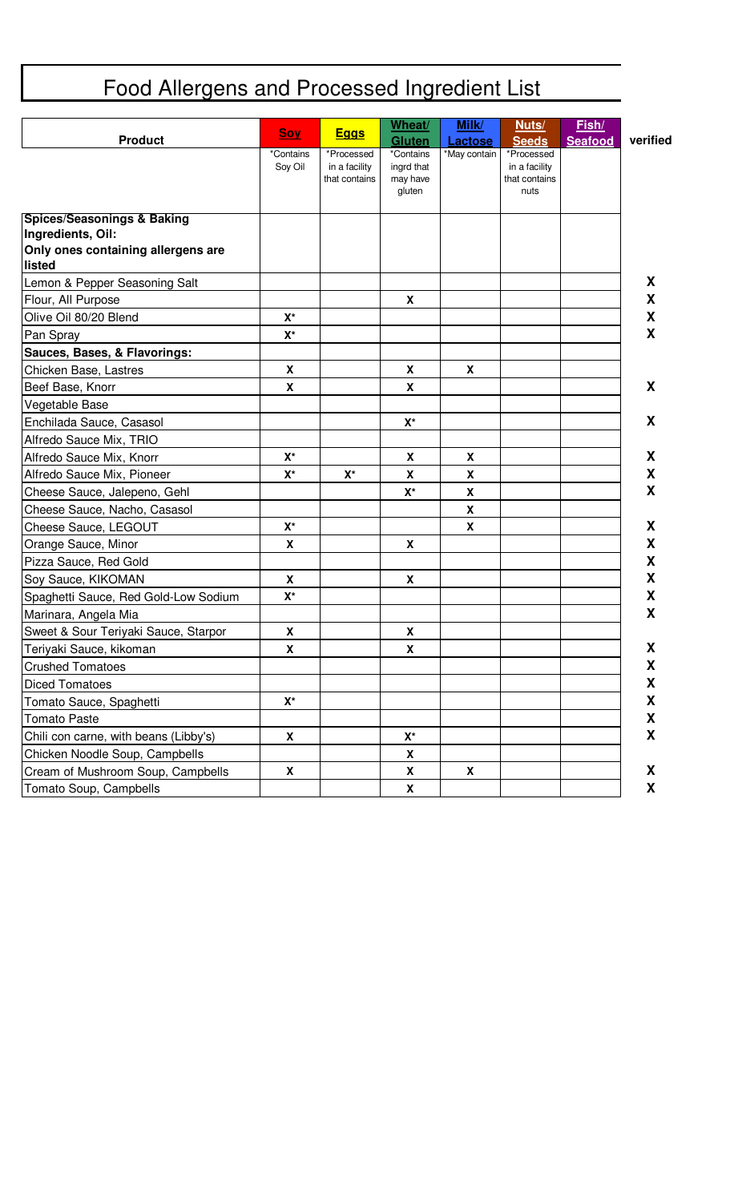# Food Allergens and Processed Ingredient List

| Product | Soy | Eggs | Wheat/ Gluten | Milk/ Lactose | Nuts/ Seeds | Fish/ Seafood | verified |
|---|---|---|---|---|---|---|---|
| | *Contains Soy Oil | *Processed in a facility that contains | *Contains ingrd that may have gluten | *May contain | *Processed in a facility that contains nuts | | |
| **Spices/Seasonings & Baking Ingredients, Oil: Only ones containing allergens are listed** | | | | | | | |
| Lemon & Pepper Seasoning Salt | | | | | | | X |
| Flour, All Purpose | | | X | | | | X |
| Olive Oil 80/20 Blend | X* | | | | | | X |
| Pan Spray | X* | | | | | | X |
| **Sauces, Bases, & Flavorings:** | | | | | | | |
| Chicken Base, Lastres | X | | X | X | | | |
| Beef Base, Knorr | X | | X | | | | X |
| Vegetable Base | | | | | | | |
| Enchilada Sauce, Casasol | | | X* | | | | X |
| Alfredo Sauce Mix, TRIO | | | | | | | |
| Alfredo Sauce Mix, Knorr | X* | | X | X | | | X |
| Alfredo Sauce Mix, Pioneer | X* | X* | X | X | | | X |
| Cheese Sauce, Jalepeno, Gehl | | | X* | X | | | X |
| Cheese Sauce, Nacho, Casasol | | | | X | | | |
| Cheese Sauce, LEGOUT | X* | | | X | | | X |
| Orange Sauce, Minor | X | | X | | | | X |
| Pizza Sauce, Red Gold | | | | | | | X |
| Soy Sauce, KIKOMAN | X | | X | | | | X |
| Spaghetti Sauce, Red Gold-Low Sodium | X* | | | | | | X |
| Marinara, Angela Mia | | | | | | | X |
| Sweet & Sour Teriyaki Sauce, Starpor | X | | X | | | | |
| Teriyaki Sauce, kikoman | X | | X | | | | X |
| Crushed Tomatoes | | | | | | | X |
| Diced Tomatoes | | | | | | | X |
| Tomato Sauce, Spaghetti | X* | | | | | | X |
| Tomato Paste | | | | | | | X |
| Chili con carne, with beans (Libby's) | X | | X* | | | | X |
| Chicken Noodle Soup, Campbells | | | X | | | | |
| Cream of Mushroom Soup, Campbells | X | | X | X | | | X |
| Tomato Soup, Campbells | | | X | | | | X |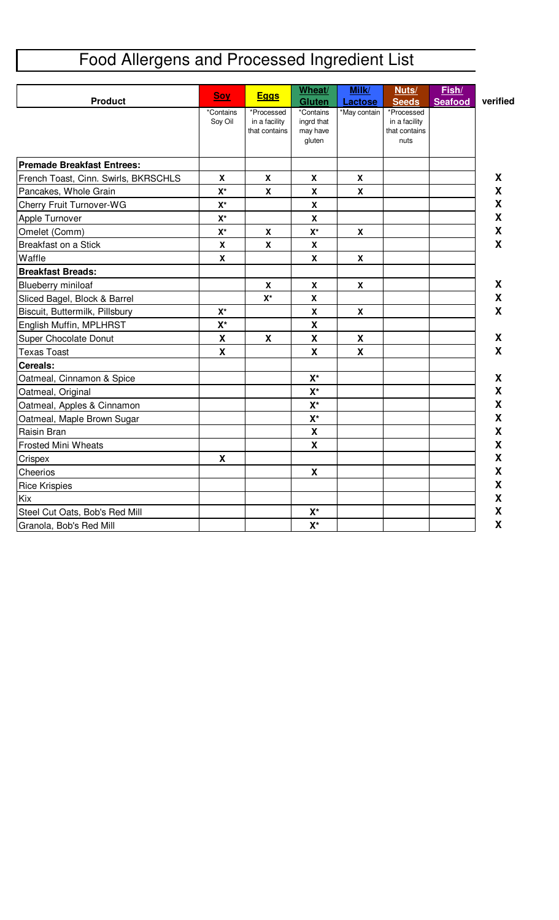# Food Allergens and Processed Ingredient List

| Product | Soy | Eggs | Wheat/ Gluten | Milk/ Lactose | Nuts/ Seeds | Fish/ Seafood | verified |
|---|---|---|---|---|---|---|---|
| | *Contains Soy Oil | *Processed in a facility that contains | *Contains ingrd that may have gluten | *May contain | *Processed in a facility that contains nuts | | |
| **Premade Breakfast Entrees:** | | | | | | | |
| French Toast, Cinn. Swirls, BKRSCHLS | X | X | X | X | | | X |
| Pancakes, Whole Grain | X* | X | X | X | | | X |
| Cherry Fruit Turnover-WG | X* | | X | | | | X |
| Apple Turnover | X* | | X | | | | X |
| Omelet (Comm) | X* | X | X* | X | | | X |
| Breakfast on a Stick | X | X | X | | | | X |
| Waffle | X | | X | X | | | |
| **Breakfast Breads:** | | | | | | | |
| Blueberry miniloaf | | X | X | X | | | X |
| Sliced Bagel, Block & Barrel | | X* | X | | | | X |
| Biscuit, Buttermilk, Pillsbury | X* | | X | X | | | X |
| English Muffin, MPLHRST | X* | | X | | | | |
| Super Chocolate Donut | X | X | X | X | | | X |
| Texas Toast | X | | X | X | | | X |
| **Cereals:** | | | | | | | |
| Oatmeal, Cinnamon & Spice | | | X* | | | | X |
| Oatmeal, Original | | | X* | | | | X |
| Oatmeal, Apples & Cinnamon | | | X* | | | | X |
| Oatmeal, Maple Brown Sugar | | | X* | | | | X |
| Raisin Bran | | | X | | | | X |
| Frosted Mini Wheats | | | X | | | | X |
| Crispex | X | | | | | | X |
| Cheerios | | | X | | | | X |
| Rice Krispies | | | | | | | X |
| Kix | | | | | | | X |
| Steel Cut Oats, Bob's Red Mill | | | X* | | | | X |
| Granola, Bob's Red Mill | | | X* | | | | X |